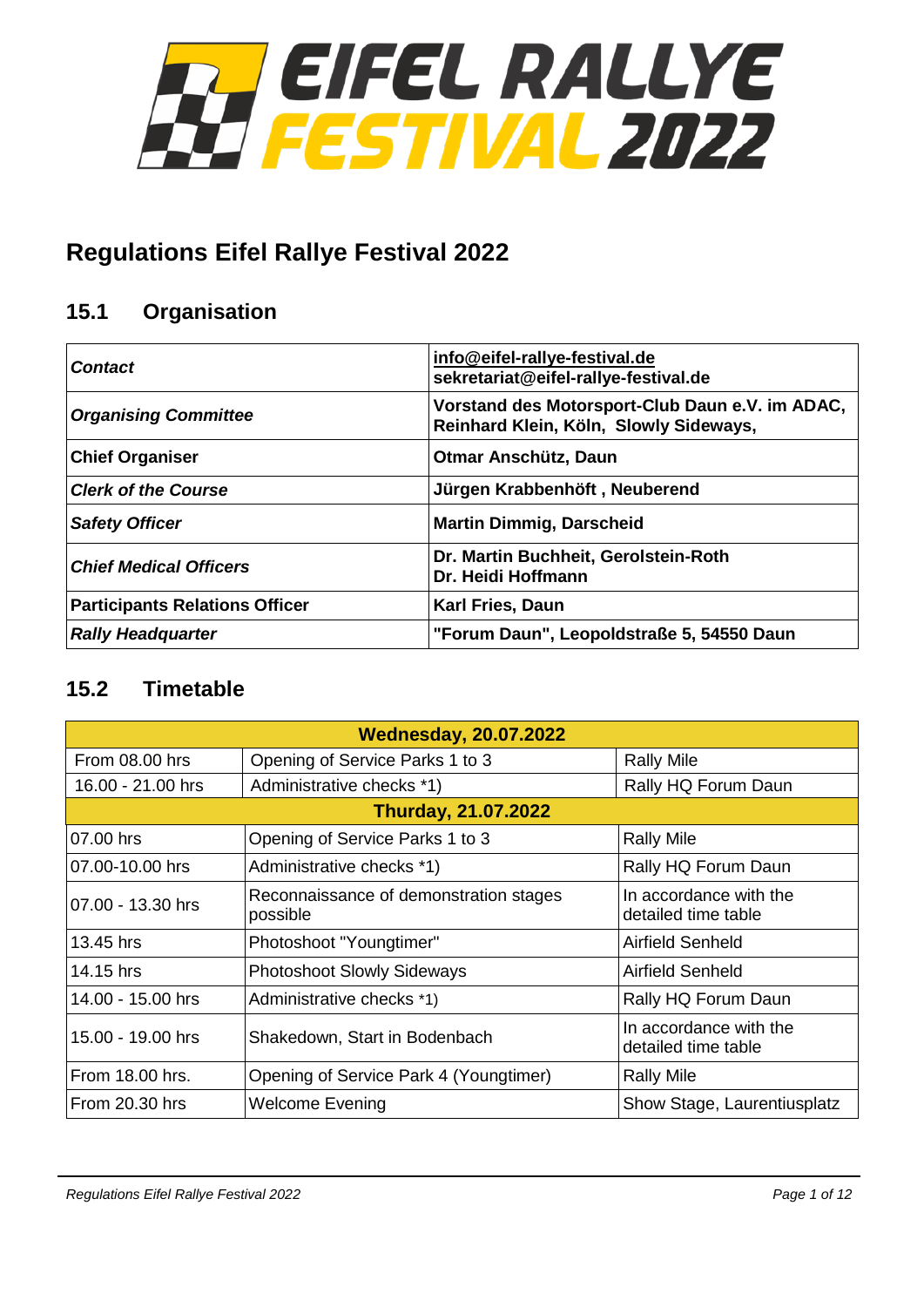# EIFEL RALLYE FESTIVAL 2022

# Regulations Eifel Rallye Festival 2022

## 15.1 Organisation

| | |
|---|---|
| ***Contact*** | **info@eifel-rallye-festival.de**<br>**sekretariat@eifel-rallye-festival.de** |
| ***Organising Committee*** | **Vorstand des Motorsport-Club Daun e.V. im ADAC, Reinhard Klein, Köln, Slowly Sideways,** |
| **Chief Organiser** | **Otmar Anschütz, Daun** |
| ***Clerk of the Course*** | **Jürgen Krabbenhöft , Neuberend** |
| ***Safety Officer*** | **Martin Dimmig, Darscheid** |
| ***Chief Medical Officers*** | **Dr. Martin Buchheit, Gerolstein-Roth**<br>**Dr. Heidi Hoffmann** |
| **Participants Relations Officer** | **Karl Fries, Daun** |
| ***Rally Headquarter*** | **"Forum Daun", Leopoldstraße 5, 54550 Daun** |

## 15.2 Timetable

| **Wednesday, 20.07.2022** | | |
|---|---|---|
| From 08.00 hrs | Opening of Service Parks 1 to 3 | Rally Mile |
| 16.00 - 21.00 hrs | Administrative checks *1) | Rally HQ Forum Daun |
| **Thurday, 21.07.2022** | | |
| 07.00 hrs | Opening of Service Parks 1 to 3 | Rally Mile |
| 07.00-10.00 hrs | Administrative checks *1) | Rally HQ Forum Daun |
| 07.00 - 13.30 hrs | Reconnaissance of demonstration stages possible | In accordance with the detailed time table |
| 13.45 hrs | Photoshoot "Youngtimer" | Airfield Senheld |
| 14.15 hrs | Photoshoot Slowly Sideways | Airfield Senheld |
| 14.00 - 15.00 hrs | Administrative checks *1) | Rally HQ Forum Daun |
| 15.00 - 19.00 hrs | Shakedown, Start in Bodenbach | In accordance with the detailed time table |
| From 18.00 hrs. | Opening of Service Park 4 (Youngtimer) | Rally Mile |
| From 20.30 hrs | Welcome Evening | Show Stage, Laurentiusplatz |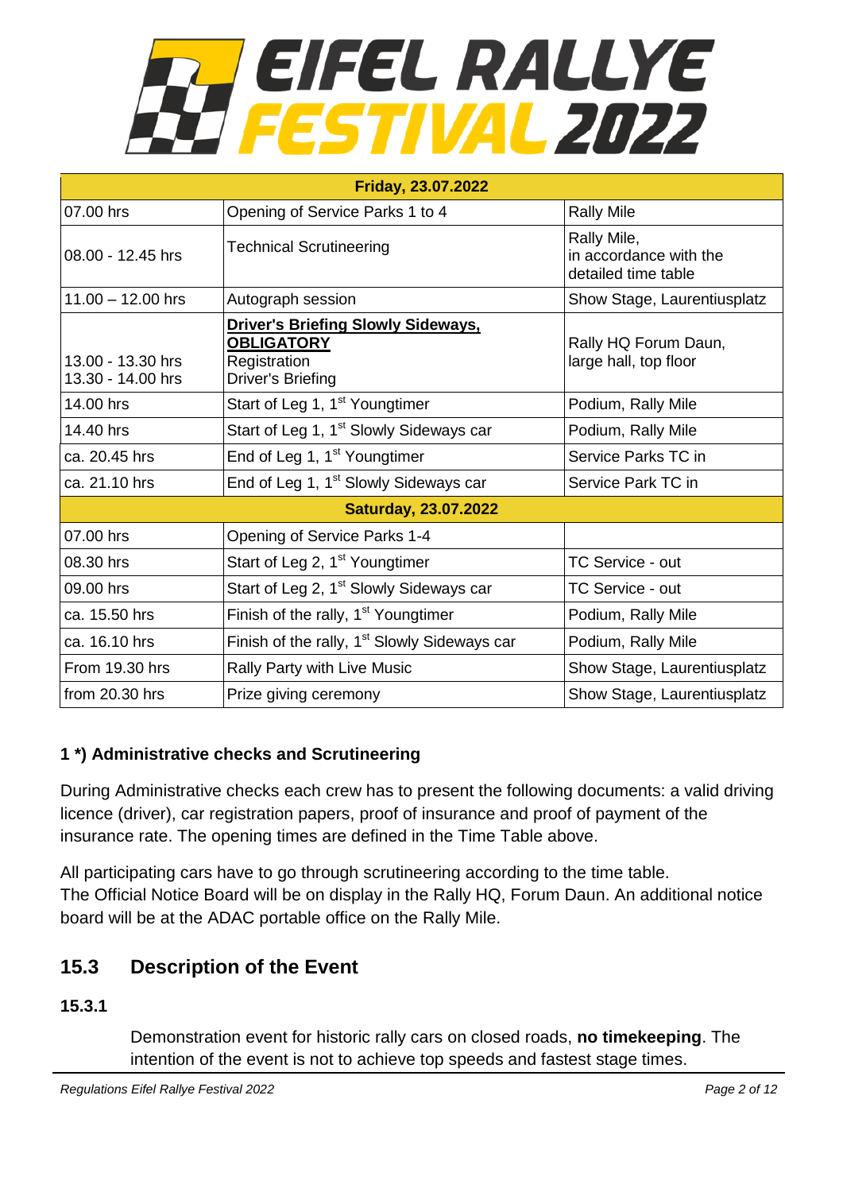# EIFEL RALLYE FESTIVAL 2022

| Friday, 23.07.2022 | | |
|---|---|---|
| 07.00 hrs | Opening of Service Parks 1 to 4 | Rally Mile |
| 08.00 - 12.45 hrs | Technical Scrutineering | Rally Mile, in accordance with the detailed time table |
| 11.00 – 12.00 hrs | Autograph session | Show Stage, Laurentiusplatz |
| 13.00 - 13.30 hrs<br>13.30 - 14.00 hrs | **Driver's Briefing Slowly Sideways, OBLIGATORY**<br>Registration<br>Driver's Briefing | Rally HQ Forum Daun, large hall, top floor |
| 14.00 hrs | Start of Leg 1, 1st Youngtimer | Podium, Rally Mile |
| 14.40 hrs | Start of Leg 1, 1st Slowly Sideways car | Podium, Rally Mile |
| ca. 20.45 hrs | End of Leg 1, 1st Youngtimer | Service Parks TC in |
| ca. 21.10 hrs | End of Leg 1, 1st Slowly Sideways car | Service Park TC in |
| **Saturday, 23.07.2022** | | |
| 07.00 hrs | Opening of Service Parks 1-4 | |
| 08.30 hrs | Start of Leg 2, 1st Youngtimer | TC Service - out |
| 09.00 hrs | Start of Leg 2, 1st Slowly Sideways car | TC Service - out |
| ca. 15.50 hrs | Finish of the rally, 1st Youngtimer | Podium, Rally Mile |
| ca. 16.10 hrs | Finish of the rally, 1st Slowly Sideways car | Podium, Rally Mile |
| From 19.30 hrs | Rally Party with Live Music | Show Stage, Laurentiusplatz |
| from 20.30 hrs | Prize giving ceremony | Show Stage, Laurentiusplatz |

**1 *) Administrative checks and Scrutineering**

During Administrative checks each crew has to present the following documents: a valid driving licence (driver), car registration papers, proof of insurance and proof of payment of the insurance rate. The opening times are defined in the Time Table above.

All participating cars have to go through scrutineering according to the time table.
The Official Notice Board will be on display in the Rally HQ, Forum Daun. An additional notice board will be at the ADAC portable office on the Rally Mile.

## 15.3 Description of the Event

### 15.3.1

Demonstration event for historic rally cars on closed roads, **no timekeeping**. The intention of the event is not to achieve top speeds and fastest stage times.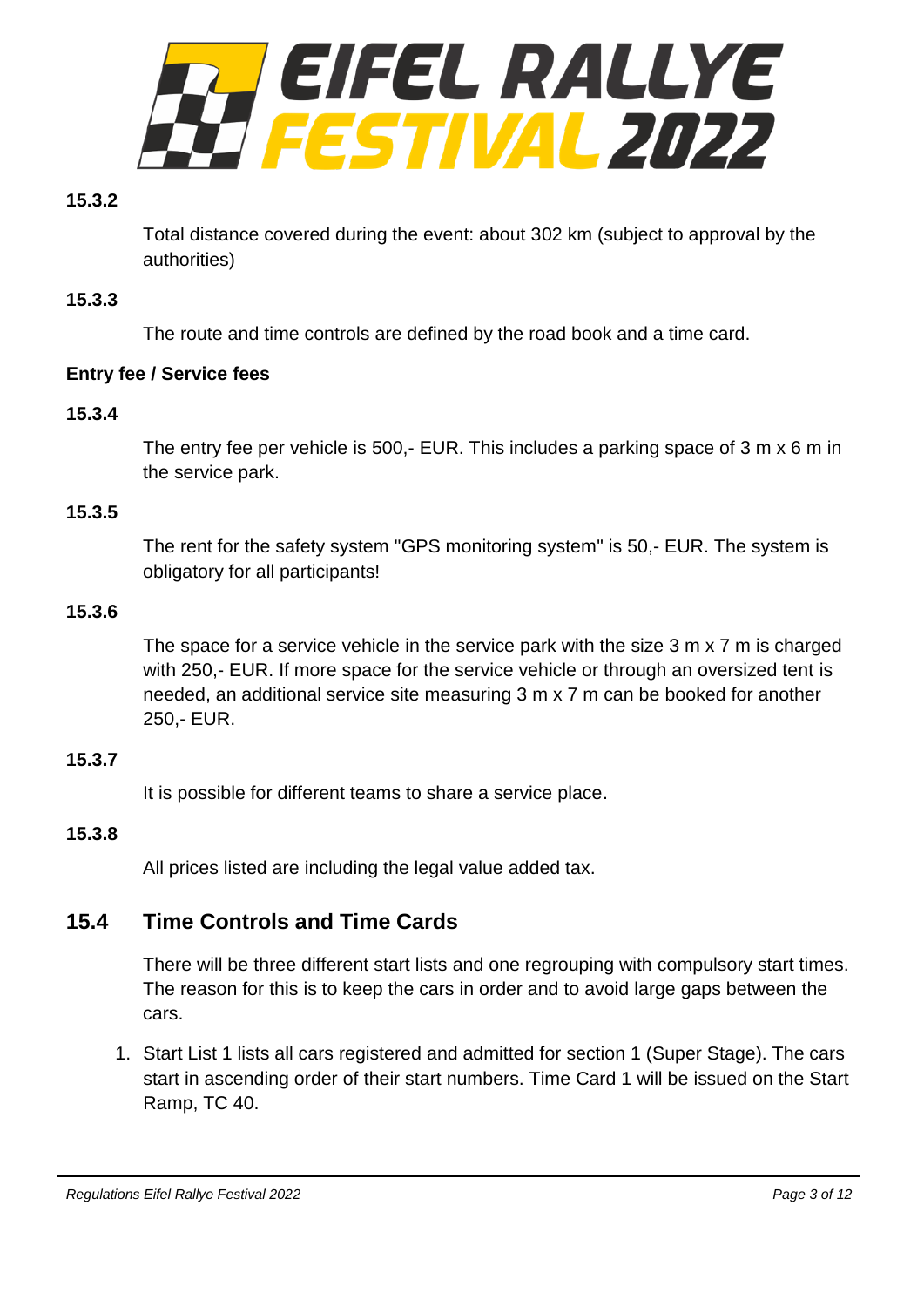#### 15.3.2

Total distance covered during the event: about 302 km (subject to approval by the authorities)

#### 15.3.3

The route and time controls are defined by the road book and a time card.

**Entry fee / Service fees**

#### 15.3.4

The entry fee per vehicle is 500,- EUR. This includes a parking space of 3 m x 6 m in the service park.

#### 15.3.5

The rent for the safety system "GPS monitoring system" is 50,- EUR. The system is obligatory for all participants!

#### 15.3.6

The space for a service vehicle in the service park with the size 3 m x 7 m is charged with 250,- EUR. If more space for the service vehicle or through an oversized tent is needed, an additional service site measuring 3 m x 7 m can be booked for another 250,- EUR.

#### 15.3.7

It is possible for different teams to share a service place.

#### 15.3.8

All prices listed are including the legal value added tax.

## 15.4 Time Controls and Time Cards

There will be three different start lists and one regrouping with compulsory start times. The reason for this is to keep the cars in order and to avoid large gaps between the cars.

1. Start List 1 lists all cars registered and admitted for section 1 (Super Stage). The cars start in ascending order of their start numbers. Time Card 1 will be issued on the Start Ramp, TC 40.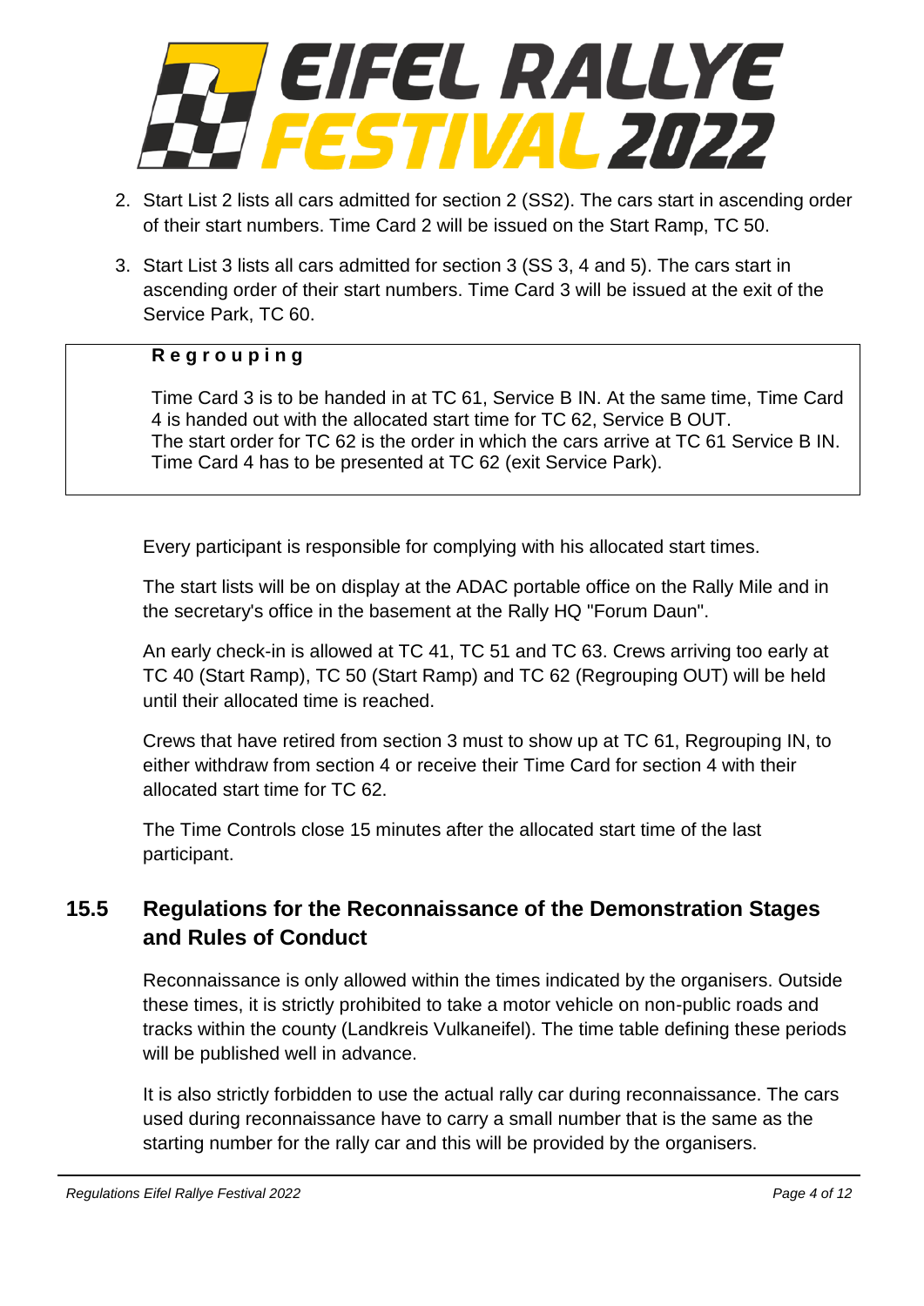2. Start List 2 lists all cars admitted for section 2 (SS2). The cars start in ascending order of their start numbers. Time Card 2 will be issued on the Start Ramp, TC 50.
3. Start List 3 lists all cars admitted for section 3 (SS 3, 4 and 5). The cars start in ascending order of their start numbers. Time Card 3 will be issued at the exit of the Service Park, TC 60.

> **Regrouping**
>
> Time Card 3 is to be handed in at TC 61, Service B IN. At the same time, Time Card 4 is handed out with the allocated start time for TC 62, Service B OUT.
> The start order for TC 62 is the order in which the cars arrive at TC 61 Service B IN. Time Card 4 has to be presented at TC 62 (exit Service Park).

Every participant is responsible for complying with his allocated start times.

The start lists will be on display at the ADAC portable office on the Rally Mile and in the secretary's office in the basement at the Rally HQ "Forum Daun".

An early check-in is allowed at TC 41, TC 51 and TC 63. Crews arriving too early at TC 40 (Start Ramp), TC 50 (Start Ramp) and TC 62 (Regrouping OUT) will be held until their allocated time is reached.

Crews that have retired from section 3 must to show up at TC 61, Regrouping IN, to either withdraw from section 4 or receive their Time Card for section 4 with their allocated start time for TC 62.

The Time Controls close 15 minutes after the allocated start time of the last participant.

## 15.5 Regulations for the Reconnaissance of the Demonstration Stages and Rules of Conduct

Reconnaissance is only allowed within the times indicated by the organisers. Outside these times, it is strictly prohibited to take a motor vehicle on non-public roads and tracks within the county (Landkreis Vulkaneifel). The time table defining these periods will be published well in advance.

It is also strictly forbidden to use the actual rally car during reconnaissance. The cars used during reconnaissance have to carry a small number that is the same as the starting number for the rally car and this will be provided by the organisers.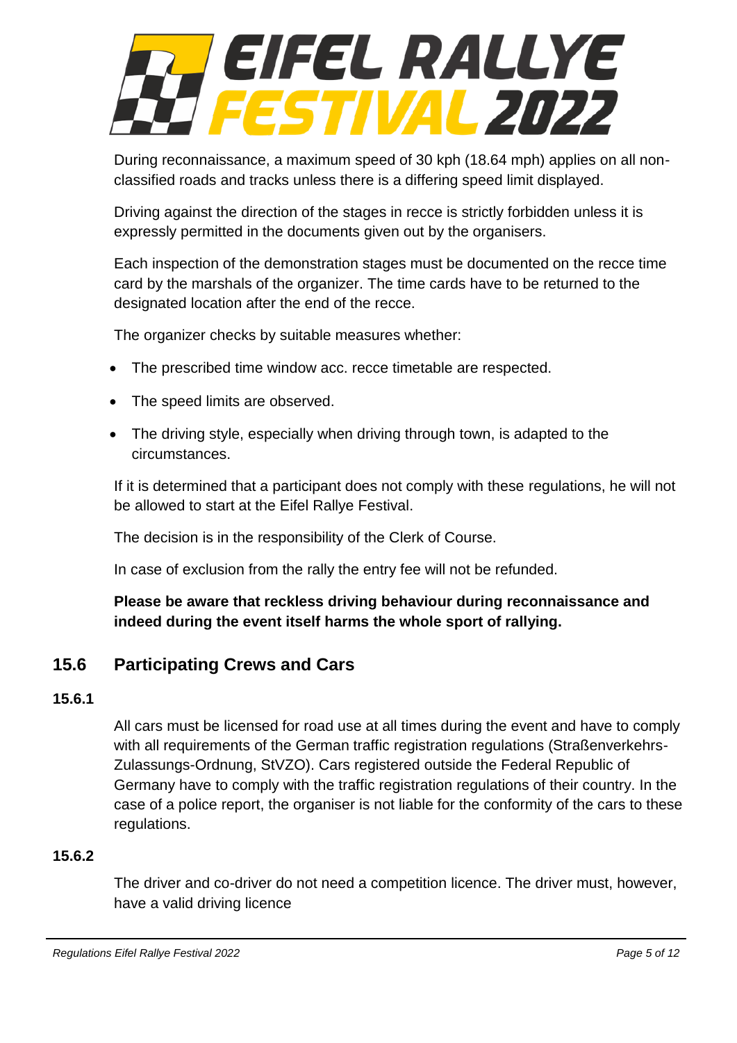During reconnaissance, a maximum speed of 30 kph (18.64 mph) applies on all non-classified roads and tracks unless there is a differing speed limit displayed.

Driving against the direction of the stages in recce is strictly forbidden unless it is expressly permitted in the documents given out by the organisers.

Each inspection of the demonstration stages must be documented on the recce time card by the marshals of the organizer. The time cards have to be returned to the designated location after the end of the recce.

The organizer checks by suitable measures whether:

- The prescribed time window acc. recce timetable are respected.
- The speed limits are observed.
- The driving style, especially when driving through town, is adapted to the circumstances.

If it is determined that a participant does not comply with these regulations, he will not be allowed to start at the Eifel Rallye Festival.

The decision is in the responsibility of the Clerk of Course.

In case of exclusion from the rally the entry fee will not be refunded.

**Please be aware that reckless driving behaviour during reconnaissance and indeed during the event itself harms the whole sport of rallying.**

## 15.6 Participating Crews and Cars

### 15.6.1

All cars must be licensed for road use at all times during the event and have to comply with all requirements of the German traffic registration regulations (Straßenverkehrs-Zulassungs-Ordnung, StVZO). Cars registered outside the Federal Republic of Germany have to comply with the traffic registration regulations of their country. In the case of a police report, the organiser is not liable for the conformity of the cars to these regulations.

### 15.6.2

The driver and co-driver do not need a competition licence. The driver must, however, have a valid driving licence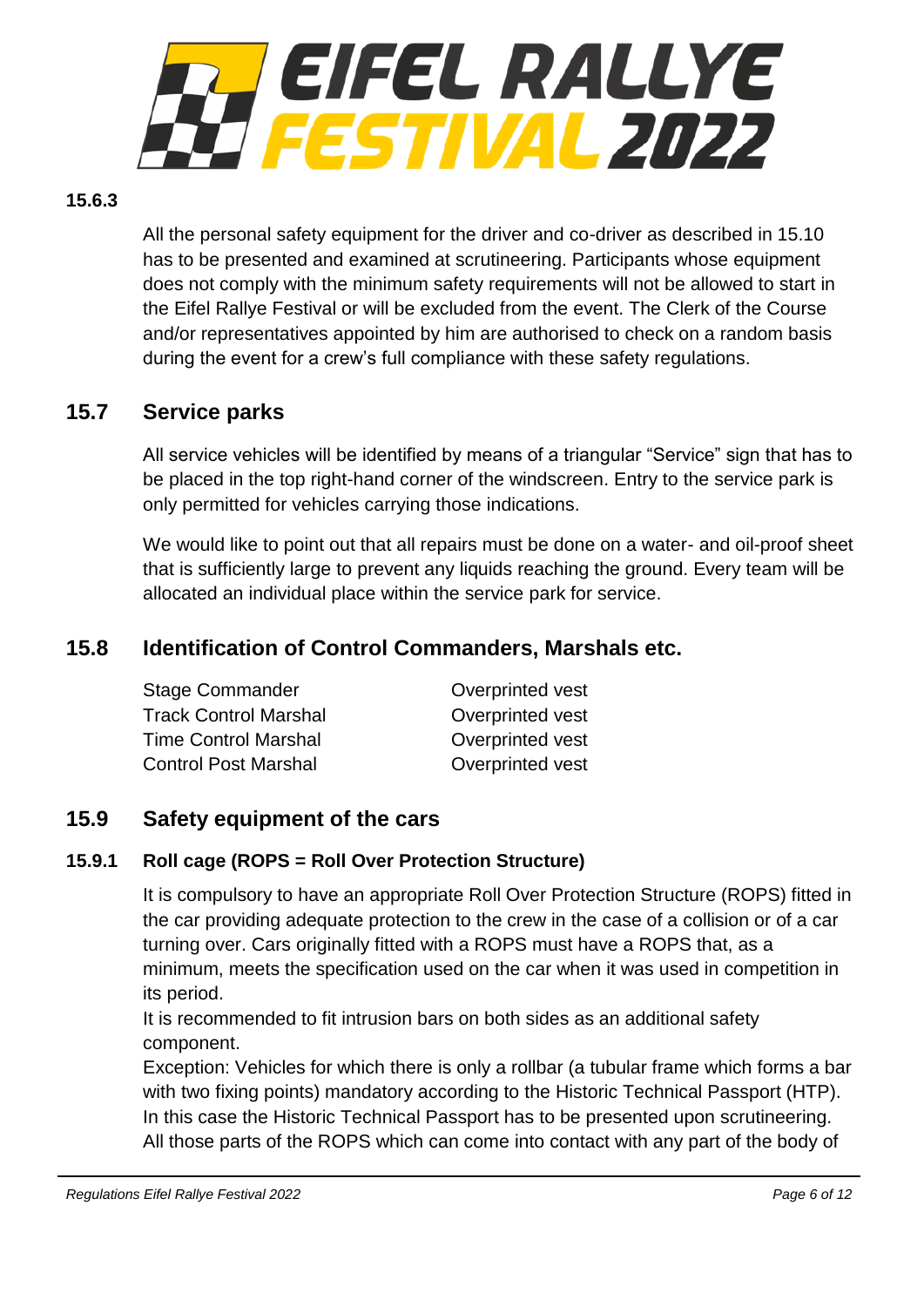#### 15.6.3

All the personal safety equipment for the driver and co-driver as described in 15.10 has to be presented and examined at scrutineering. Participants whose equipment does not comply with the minimum safety requirements will not be allowed to start in the Eifel Rallye Festival or will be excluded from the event. The Clerk of the Course and/or representatives appointed by him are authorised to check on a random basis during the event for a crew's full compliance with these safety regulations.

## 15.7 Service parks

All service vehicles will be identified by means of a triangular "Service" sign that has to be placed in the top right-hand corner of the windscreen. Entry to the service park is only permitted for vehicles carrying those indications.

We would like to point out that all repairs must be done on a water- and oil-proof sheet that is sufficiently large to prevent any liquids reaching the ground. Every team will be allocated an individual place within the service park for service.

## 15.8 Identification of Control Commanders, Marshals etc.

| | |
|---|---|
| Stage Commander | Overprinted vest |
| Track Control Marshal | Overprinted vest |
| Time Control Marshal | Overprinted vest |
| Control Post Marshal | Overprinted vest |

## 15.9 Safety equipment of the cars

### 15.9.1 Roll cage (ROPS = Roll Over Protection Structure)

It is compulsory to have an appropriate Roll Over Protection Structure (ROPS) fitted in the car providing adequate protection to the crew in the case of a collision or of a car turning over. Cars originally fitted with a ROPS must have a ROPS that, as a minimum, meets the specification used on the car when it was used in competition in its period.
It is recommended to fit intrusion bars on both sides as an additional safety component.
Exception: Vehicles for which there is only a rollbar (a tubular frame which forms a bar with two fixing points) mandatory according to the Historic Technical Passport (HTP). In this case the Historic Technical Passport has to be presented upon scrutineering.
All those parts of the ROPS which can come into contact with any part of the body of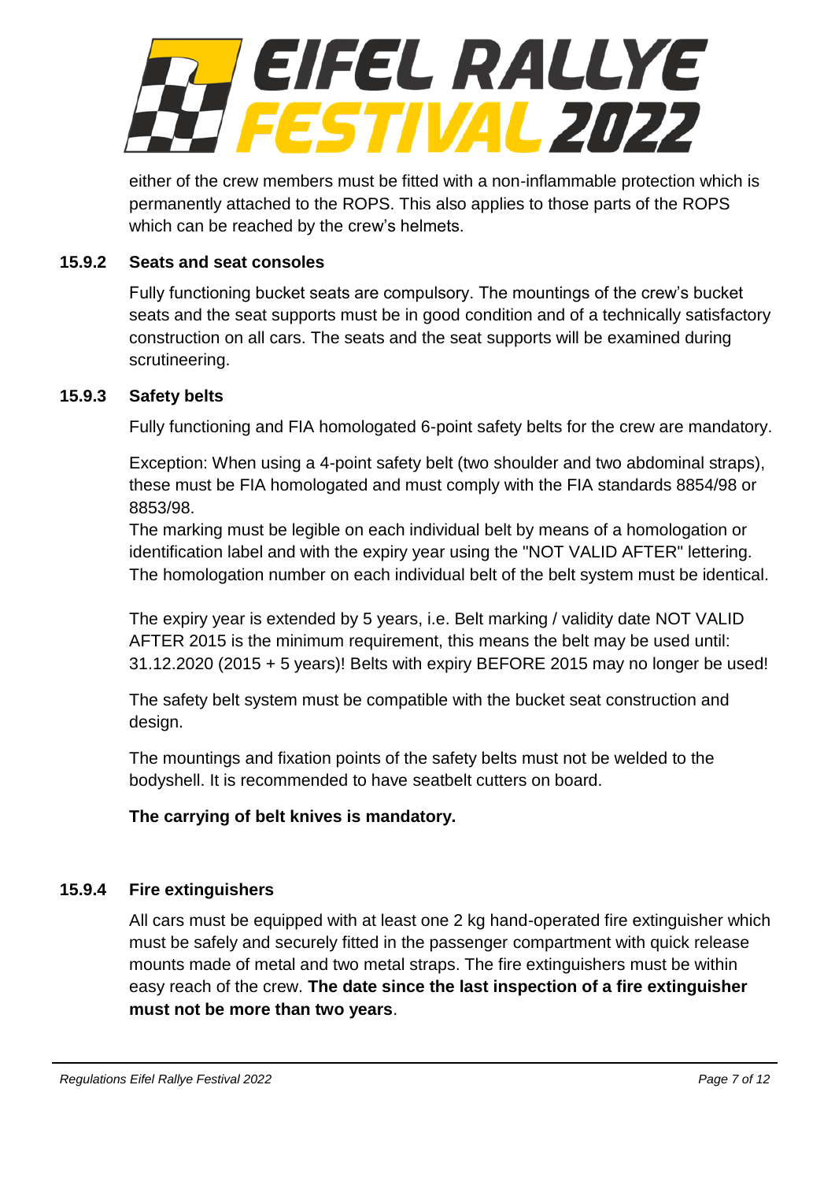either of the crew members must be fitted with a non-inflammable protection which is permanently attached to the ROPS. This also applies to those parts of the ROPS which can be reached by the crew's helmets.

#### 15.9.2 Seats and seat consoles

Fully functioning bucket seats are compulsory. The mountings of the crew's bucket seats and the seat supports must be in good condition and of a technically satisfactory construction on all cars. The seats and the seat supports will be examined during scrutineering.

#### 15.9.3 Safety belts

Fully functioning and FIA homologated 6-point safety belts for the crew are mandatory.

Exception: When using a 4-point safety belt (two shoulder and two abdominal straps), these must be FIA homologated and must comply with the FIA standards 8854/98 or 8853/98.
The marking must be legible on each individual belt by means of a homologation or identification label and with the expiry year using the "NOT VALID AFTER" lettering. The homologation number on each individual belt of the belt system must be identical.

The expiry year is extended by 5 years, i.e. Belt marking / validity date NOT VALID AFTER 2015 is the minimum requirement, this means the belt may be used until: 31.12.2020 (2015 + 5 years)! Belts with expiry BEFORE 2015 may no longer be used!

The safety belt system must be compatible with the bucket seat construction and design.

The mountings and fixation points of the safety belts must not be welded to the bodyshell. It is recommended to have seatbelt cutters on board.

**The carrying of belt knives is mandatory.**

#### 15.9.4 Fire extinguishers

All cars must be equipped with at least one 2 kg hand-operated fire extinguisher which must be safely and securely fitted in the passenger compartment with quick release mounts made of metal and two metal straps. The fire extinguishers must be within easy reach of the crew. **The date since the last inspection of a fire extinguisher must not be more than two years**.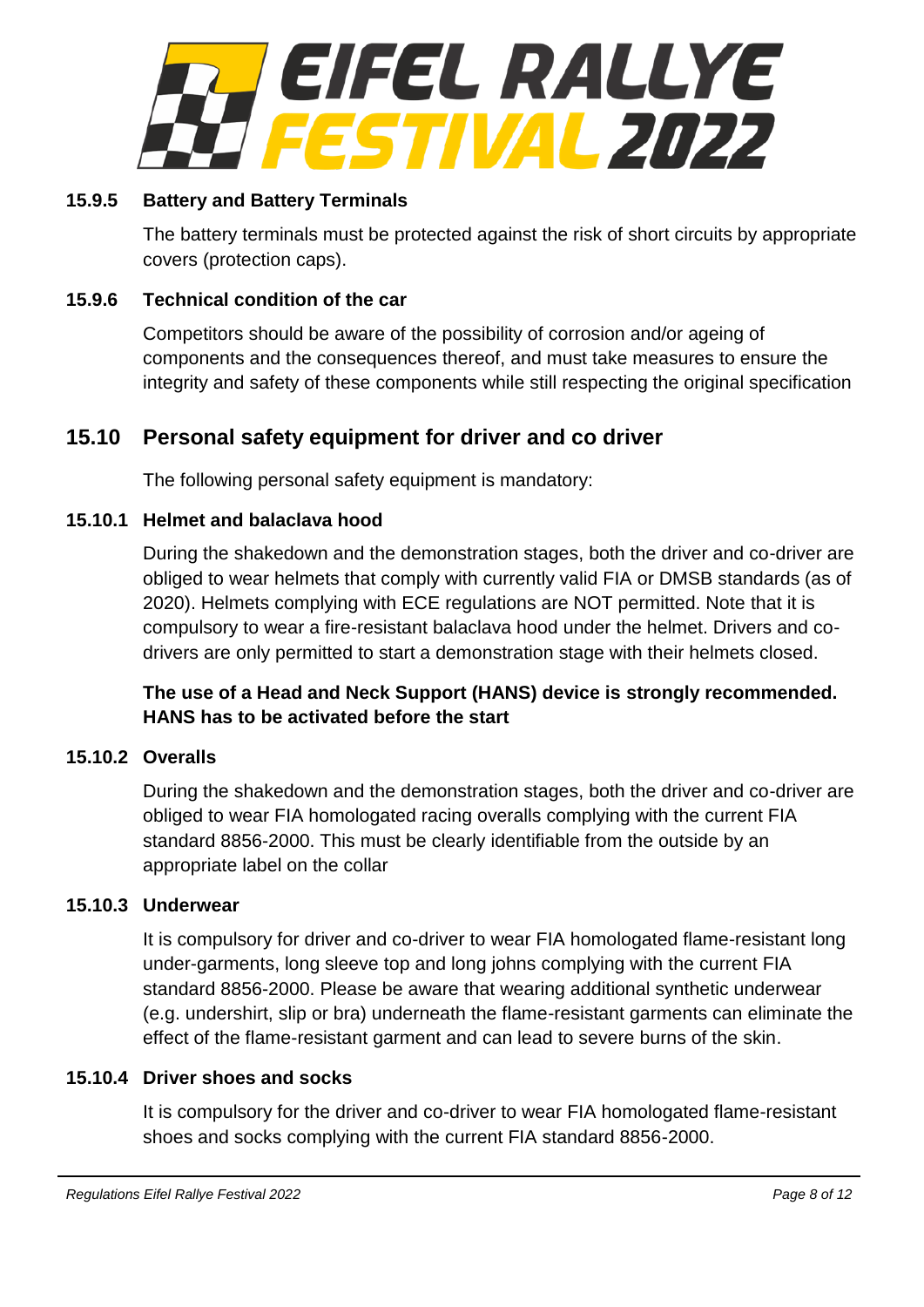#### 15.9.5 Battery and Battery Terminals

The battery terminals must be protected against the risk of short circuits by appropriate covers (protection caps).

#### 15.9.6 Technical condition of the car

Competitors should be aware of the possibility of corrosion and/or ageing of components and the consequences thereof, and must take measures to ensure the integrity and safety of these components while still respecting the original specification

### 15.10 Personal safety equipment for driver and co driver

The following personal safety equipment is mandatory:

#### 15.10.1 Helmet and balaclava hood

During the shakedown and the demonstration stages, both the driver and co-driver are obliged to wear helmets that comply with currently valid FIA or DMSB standards (as of 2020). Helmets complying with ECE regulations are NOT permitted. Note that it is compulsory to wear a fire-resistant balaclava hood under the helmet. Drivers and co-drivers are only permitted to start a demonstration stage with their helmets closed.

**The use of a Head and Neck Support (HANS) device is strongly recommended. HANS has to be activated before the start**

#### 15.10.2 Overalls

During the shakedown and the demonstration stages, both the driver and co-driver are obliged to wear FIA homologated racing overalls complying with the current FIA standard 8856-2000. This must be clearly identifiable from the outside by an appropriate label on the collar

#### 15.10.3 Underwear

It is compulsory for driver and co-driver to wear FIA homologated flame-resistant long under-garments, long sleeve top and long johns complying with the current FIA standard 8856-2000. Please be aware that wearing additional synthetic underwear (e.g. undershirt, slip or bra) underneath the flame-resistant garments can eliminate the effect of the flame-resistant garment and can lead to severe burns of the skin.

#### 15.10.4 Driver shoes and socks

It is compulsory for the driver and co-driver to wear FIA homologated flame-resistant shoes and socks complying with the current FIA standard 8856-2000.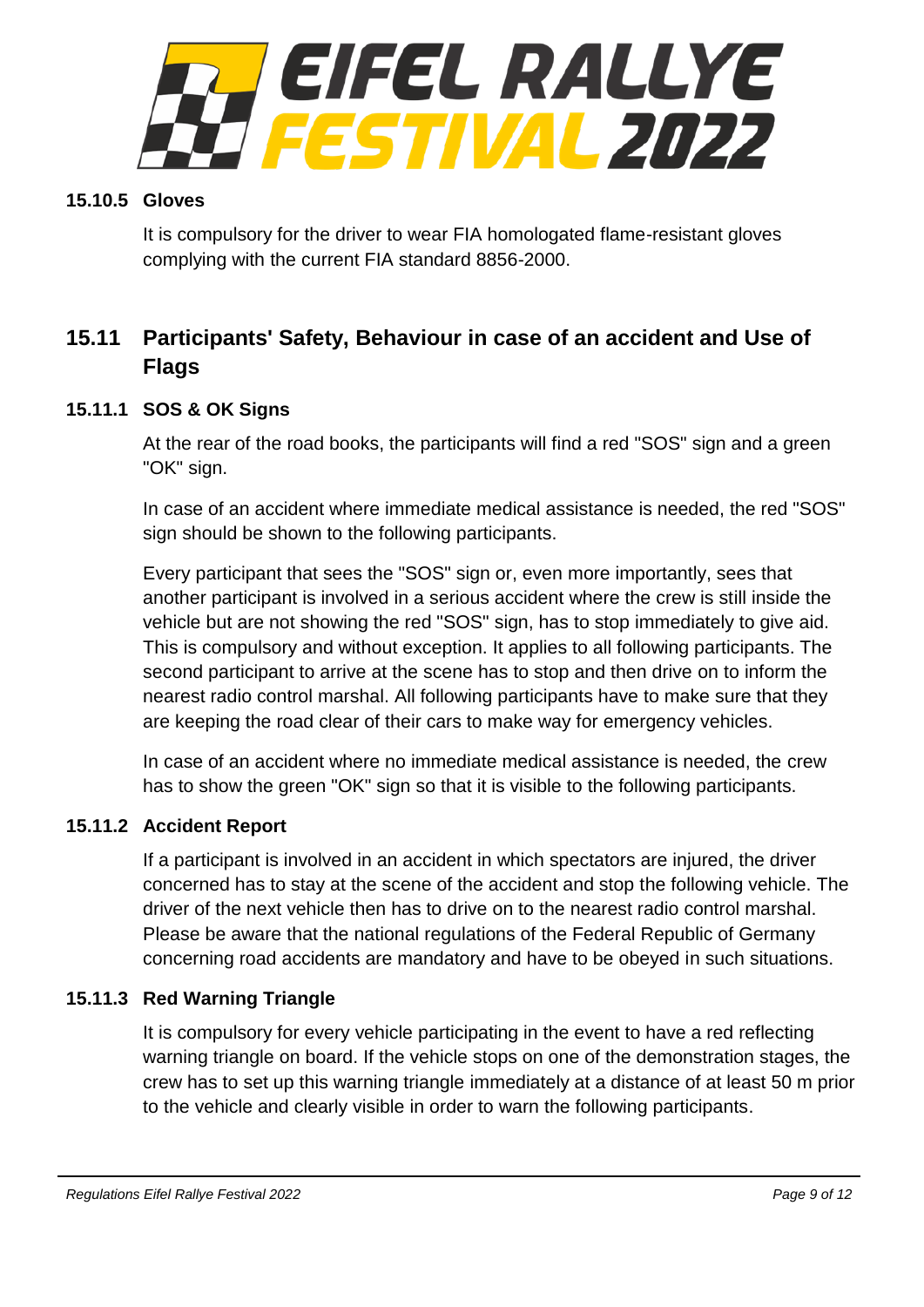#### 15.10.5 Gloves

It is compulsory for the driver to wear FIA homologated flame-resistant gloves complying with the current FIA standard 8856-2000.

## 15.11 Participants' Safety, Behaviour in case of an accident and Use of Flags

### 15.11.1 SOS & OK Signs

At the rear of the road books, the participants will find a red "SOS" sign and a green "OK" sign.

In case of an accident where immediate medical assistance is needed, the red "SOS" sign should be shown to the following participants.

Every participant that sees the "SOS" sign or, even more importantly, sees that another participant is involved in a serious accident where the crew is still inside the vehicle but are not showing the red "SOS" sign, has to stop immediately to give aid. This is compulsory and without exception. It applies to all following participants. The second participant to arrive at the scene has to stop and then drive on to inform the nearest radio control marshal. All following participants have to make sure that they are keeping the road clear of their cars to make way for emergency vehicles.

In case of an accident where no immediate medical assistance is needed, the crew has to show the green "OK" sign so that it is visible to the following participants.

### 15.11.2 Accident Report

If a participant is involved in an accident in which spectators are injured, the driver concerned has to stay at the scene of the accident and stop the following vehicle. The driver of the next vehicle then has to drive on to the nearest radio control marshal. Please be aware that the national regulations of the Federal Republic of Germany concerning road accidents are mandatory and have to be obeyed in such situations.

### 15.11.3 Red Warning Triangle

It is compulsory for every vehicle participating in the event to have a red reflecting warning triangle on board. If the vehicle stops on one of the demonstration stages, the crew has to set up this warning triangle immediately at a distance of at least 50 m prior to the vehicle and clearly visible in order to warn the following participants.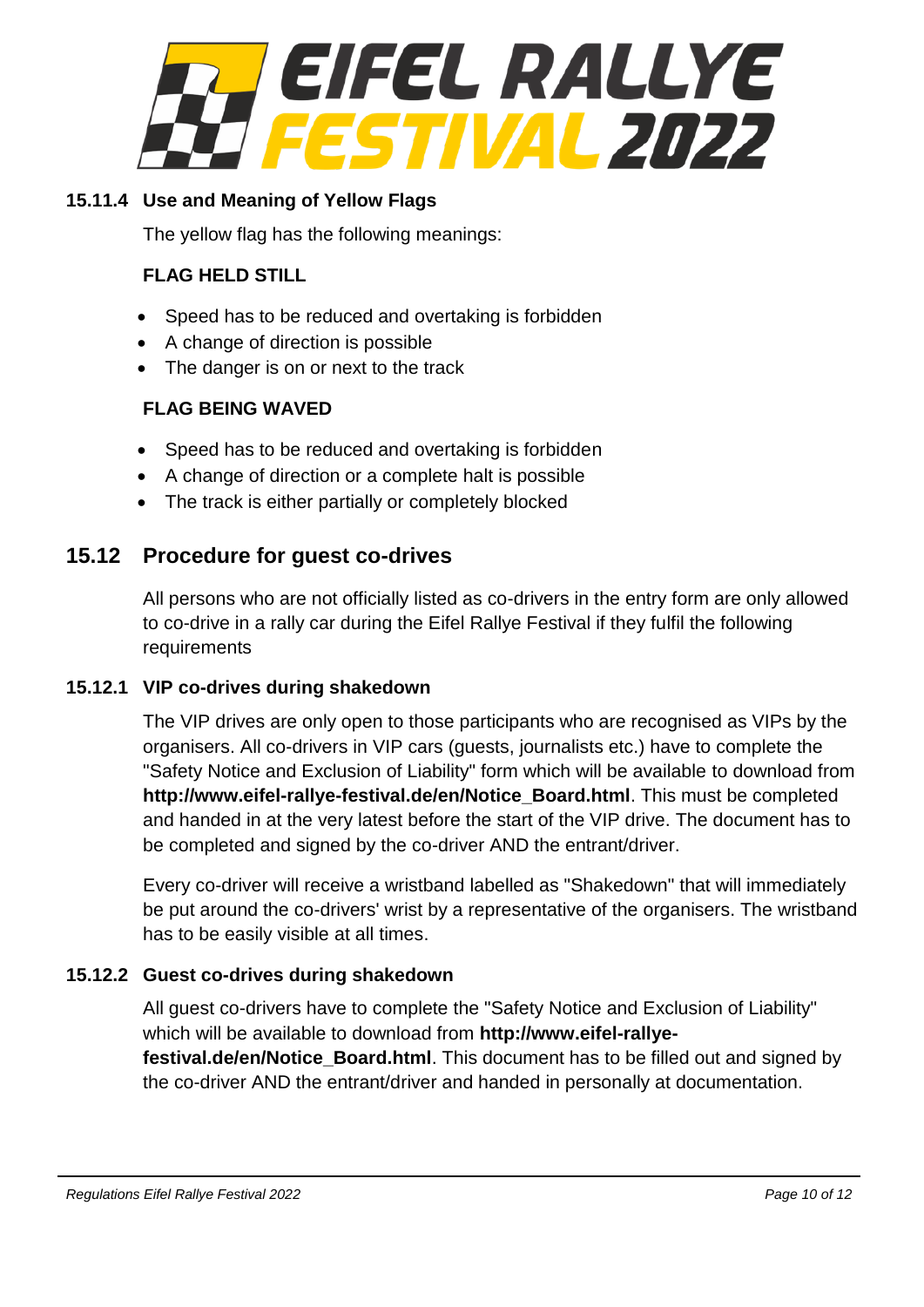### 15.11.4 Use and Meaning of Yellow Flags

The yellow flag has the following meanings:

**FLAG HELD STILL**

- Speed has to be reduced and overtaking is forbidden
- A change of direction is possible
- The danger is on or next to the track

**FLAG BEING WAVED**

- Speed has to be reduced and overtaking is forbidden
- A change of direction or a complete halt is possible
- The track is either partially or completely blocked

## 15.12 Procedure for guest co-drives

All persons who are not officially listed as co-drivers in the entry form are only allowed to co-drive in a rally car during the Eifel Rallye Festival if they fulfil the following requirements

### 15.12.1 VIP co-drives during shakedown

The VIP drives are only open to those participants who are recognised as VIPs by the organisers. All co-drivers in VIP cars (guests, journalists etc.) have to complete the "Safety Notice and Exclusion of Liability" form which will be available to download from **http://www.eifel-rallye-festival.de/en/Notice_Board.html**. This must be completed and handed in at the very latest before the start of the VIP drive. The document has to be completed and signed by the co-driver AND the entrant/driver.

Every co-driver will receive a wristband labelled as "Shakedown" that will immediately be put around the co-drivers' wrist by a representative of the organisers. The wristband has to be easily visible at all times.

### 15.12.2 Guest co-drives during shakedown

All guest co-drivers have to complete the "Safety Notice and Exclusion of Liability" which will be available to download from **http://www.eifel-rallye-festival.de/en/Notice_Board.html**. This document has to be filled out and signed by the co-driver AND the entrant/driver and handed in personally at documentation.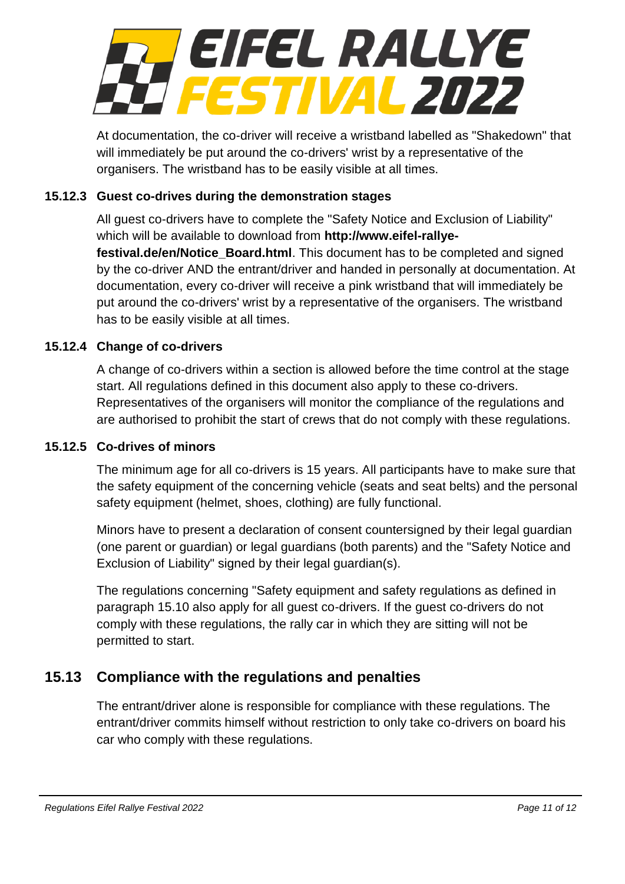At documentation, the co-driver will receive a wristband labelled as "Shakedown" that will immediately be put around the co-drivers' wrist by a representative of the organisers. The wristband has to be easily visible at all times.

### 15.12.3 Guest co-drives during the demonstration stages

All guest co-drivers have to complete the "Safety Notice and Exclusion of Liability" which will be available to download from **http://www.eifel-rallye-festival.de/en/Notice_Board.html**. This document has to be completed and signed by the co-driver AND the entrant/driver and handed in personally at documentation. At documentation, every co-driver will receive a pink wristband that will immediately be put around the co-drivers' wrist by a representative of the organisers. The wristband has to be easily visible at all times.

### 15.12.4 Change of co-drivers

A change of co-drivers within a section is allowed before the time control at the stage start. All regulations defined in this document also apply to these co-drivers. Representatives of the organisers will monitor the compliance of the regulations and are authorised to prohibit the start of crews that do not comply with these regulations.

### 15.12.5 Co-drives of minors

The minimum age for all co-drivers is 15 years. All participants have to make sure that the safety equipment of the concerning vehicle (seats and seat belts) and the personal safety equipment (helmet, shoes, clothing) are fully functional.

Minors have to present a declaration of consent countersigned by their legal guardian (one parent or guardian) or legal guardians (both parents) and the "Safety Notice and Exclusion of Liability" signed by their legal guardian(s).

The regulations concerning "Safety equipment and safety regulations as defined in paragraph 15.10 also apply for all guest co-drivers. If the guest co-drivers do not comply with these regulations, the rally car in which they are sitting will not be permitted to start.

## 15.13 Compliance with the regulations and penalties

The entrant/driver alone is responsible for compliance with these regulations. The entrant/driver commits himself without restriction to only take co-drivers on board his car who comply with these regulations.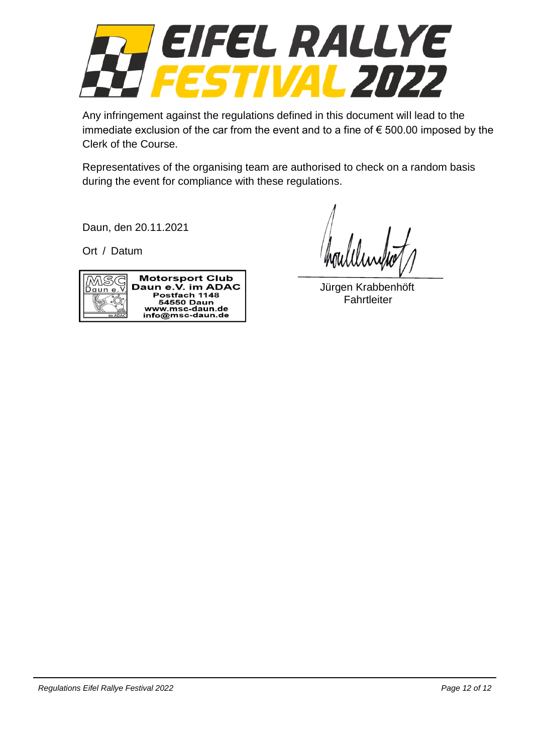# EIFEL RALLYE FESTIVAL 2022

Any infringement against the regulations defined in this document will lead to the immediate exclusion of the car from the event and to a fine of € 500.00 imposed by the Clerk of the Course.

Representatives of the organising team are authorised to check on a random basis during the event for compliance with these regulations.

Daun, den 20.11.2021

Ort / Datum

**Motorsport Club Daun e.V. im ADAC**
**Postfach 1148**
**54550 Daun**
**www.msc-daun.de**
**info@msc-daun.de**

Jürgen Krabbenhöft
Fahrtleiter